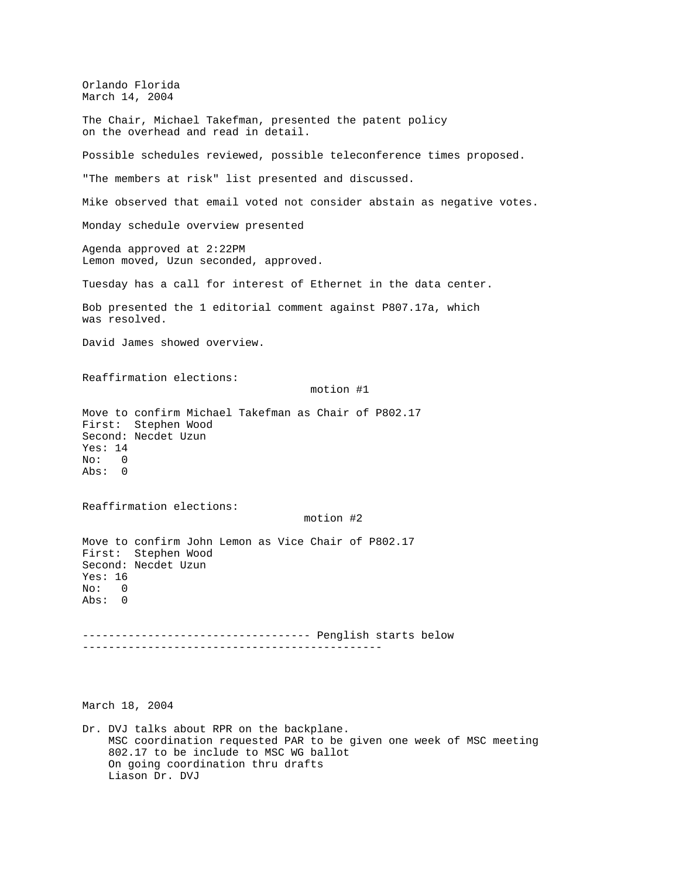Orlando Florida
March 14, 2004

The Chair, Michael Takefman, presented the patent policy on the overhead and read in detail.

Possible schedules reviewed, possible teleconference times proposed.

"The members at risk" list presented and discussed.

Mike observed that email voted not consider abstain as negative votes.

Monday schedule overview presented

Agenda approved at 2:22PM
Lemon moved, Uzun seconded, approved.

Tuesday has a call for interest of Ethernet in the data center.

Bob presented the 1 editorial comment against P807.17a, which was resolved.

David James showed overview.

Reaffirmation elections:

motion #1

Move to confirm Michael Takefman as Chair of P802.17
First: Stephen Wood
Second: Necdet Uzun
Yes: 14
No: 0
Abs: 0

Reaffirmation elections:

motion #2

Move to confirm John Lemon as Vice Chair of P802.17
First: Stephen Wood
Second: Necdet Uzun
Yes: 16
No: 0
Abs: 0

----------------------------------- Penglish starts below
---------------------------------------------

March 18, 2004

Dr. DVJ talks about RPR on the backplane.
- MSC coordination requested PAR to be given one week of MSC meeting
- 802.17 to be include to MSC WG ballot
- On going coordination thru drafts
- Liason Dr. DVJ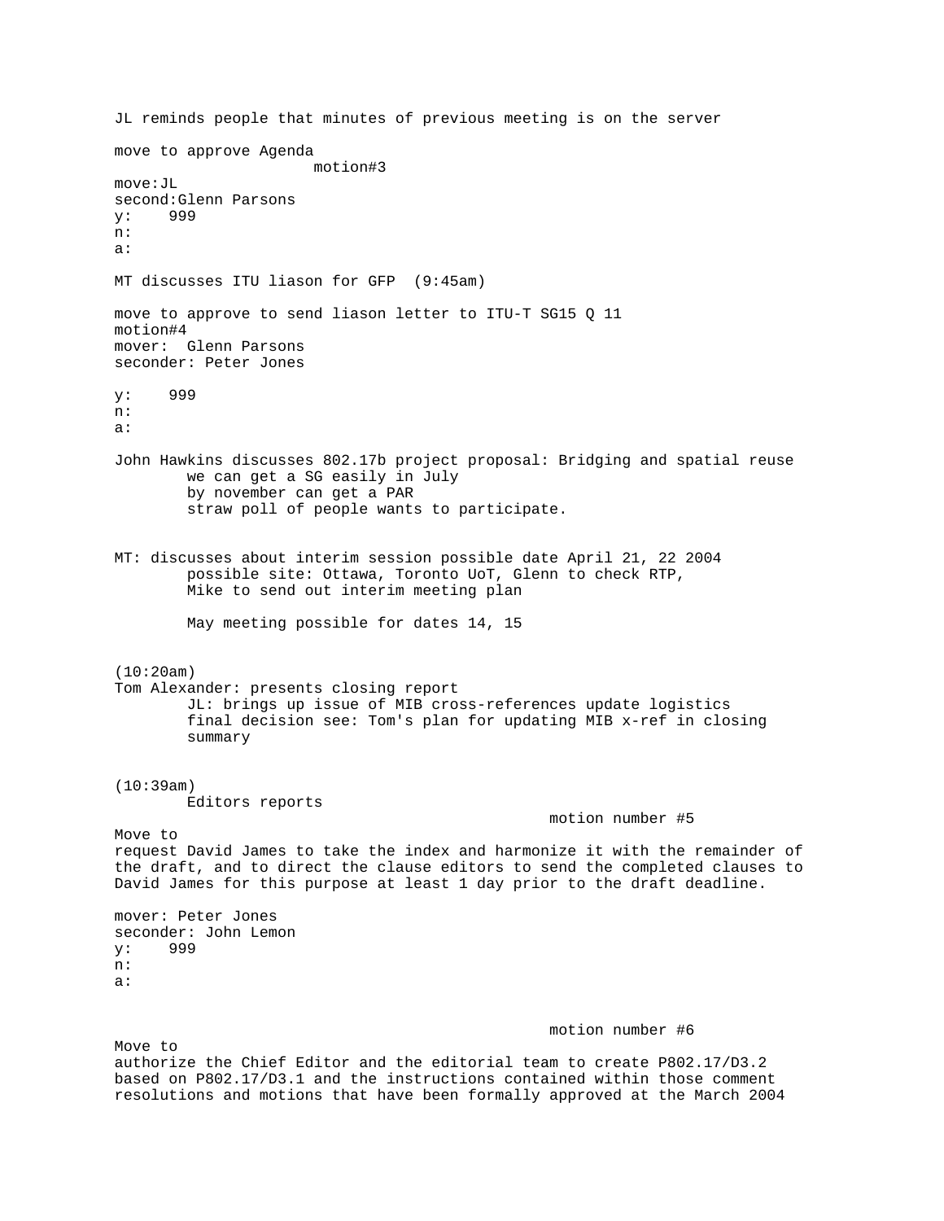JL reminds people that minutes of previous meeting is on the server

move to approve Agenda
motion#3
move:JL
second:Glenn Parsons
y: 999
n:
a:

MT discusses ITU liason for GFP (9:45am)

move to approve to send liason letter to ITU-T SG15 Q 11
motion#4
mover: Glenn Parsons
seconder: Peter Jones

y: 999
n:
a:

John Hawkins discusses 802.17b project proposal: Bridging and spatial reuse
we can get a SG easily in July
by november can get a PAR
straw poll of people wants to participate.

MT: discusses about interim session possible date April 21, 22 2004
possible site: Ottawa, Toronto UoT, Glenn to check RTP,
Mike to send out interim meeting plan

May meeting possible for dates 14, 15

(10:20am)
Tom Alexander: presents closing report
JL: brings up issue of MIB cross-references update logistics
final decision see: Tom's plan for updating MIB x-ref in closing summary

(10:39am)
Editors reports
motion number #5
Move to
request David James to take the index and harmonize it with the remainder of the draft, and to direct the clause editors to send the completed clauses to David James for this purpose at least 1 day prior to the draft deadline.

mover: Peter Jones
seconder: John Lemon
y: 999
n:
a:

motion number #6
Move to
authorize the Chief Editor and the editorial team to create P802.17/D3.2 based on P802.17/D3.1 and the instructions contained within those comment resolutions and motions that have been formally approved at the March 2004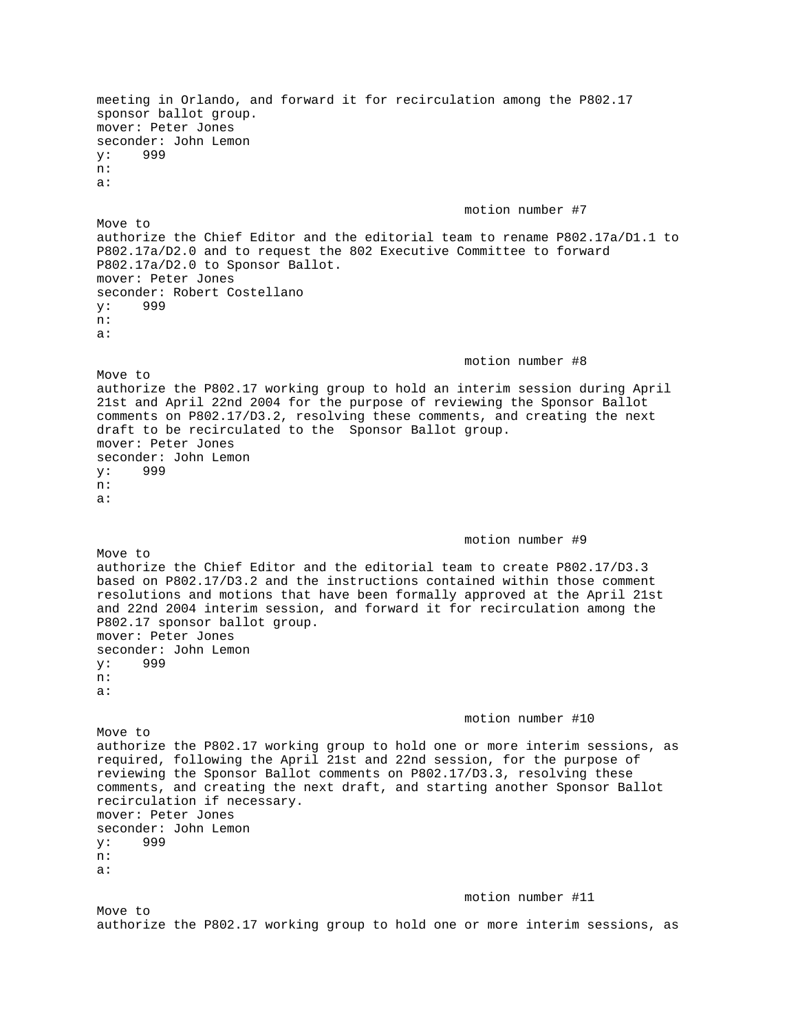meeting in Orlando, and forward it for recirculation among the P802.17 sponsor ballot group.
mover: Peter Jones
seconder: John Lemon
y: 999
n:
a:

motion number #7

Move to
authorize the Chief Editor and the editorial team to rename P802.17a/D1.1 to P802.17a/D2.0 and to request the 802 Executive Committee to forward P802.17a/D2.0 to Sponsor Ballot.
mover: Peter Jones
seconder: Robert Costellano
y: 999
n:
a:

motion number #8

Move to
authorize the P802.17 working group to hold an interim session during April 21st and April 22nd 2004 for the purpose of reviewing the Sponsor Ballot comments on P802.17/D3.2, resolving these comments, and creating the next draft to be recirculated to the Sponsor Ballot group.
mover: Peter Jones
seconder: John Lemon
y: 999
n:
a:

motion number #9

Move to
authorize the Chief Editor and the editorial team to create P802.17/D3.3 based on P802.17/D3.2 and the instructions contained within those comment resolutions and motions that have been formally approved at the April 21st and 22nd 2004 interim session, and forward it for recirculation among the P802.17 sponsor ballot group.
mover: Peter Jones
seconder: John Lemon
y: 999
n:
a:

motion number #10

Move to
authorize the P802.17 working group to hold one or more interim sessions, as required, following the April 21st and 22nd session, for the purpose of reviewing the Sponsor Ballot comments on P802.17/D3.3, resolving these comments, and creating the next draft, and starting another Sponsor Ballot recirculation if necessary.
mover: Peter Jones
seconder: John Lemon
y: 999
n:
a:

motion number #11

Move to
authorize the P802.17 working group to hold one or more interim sessions, as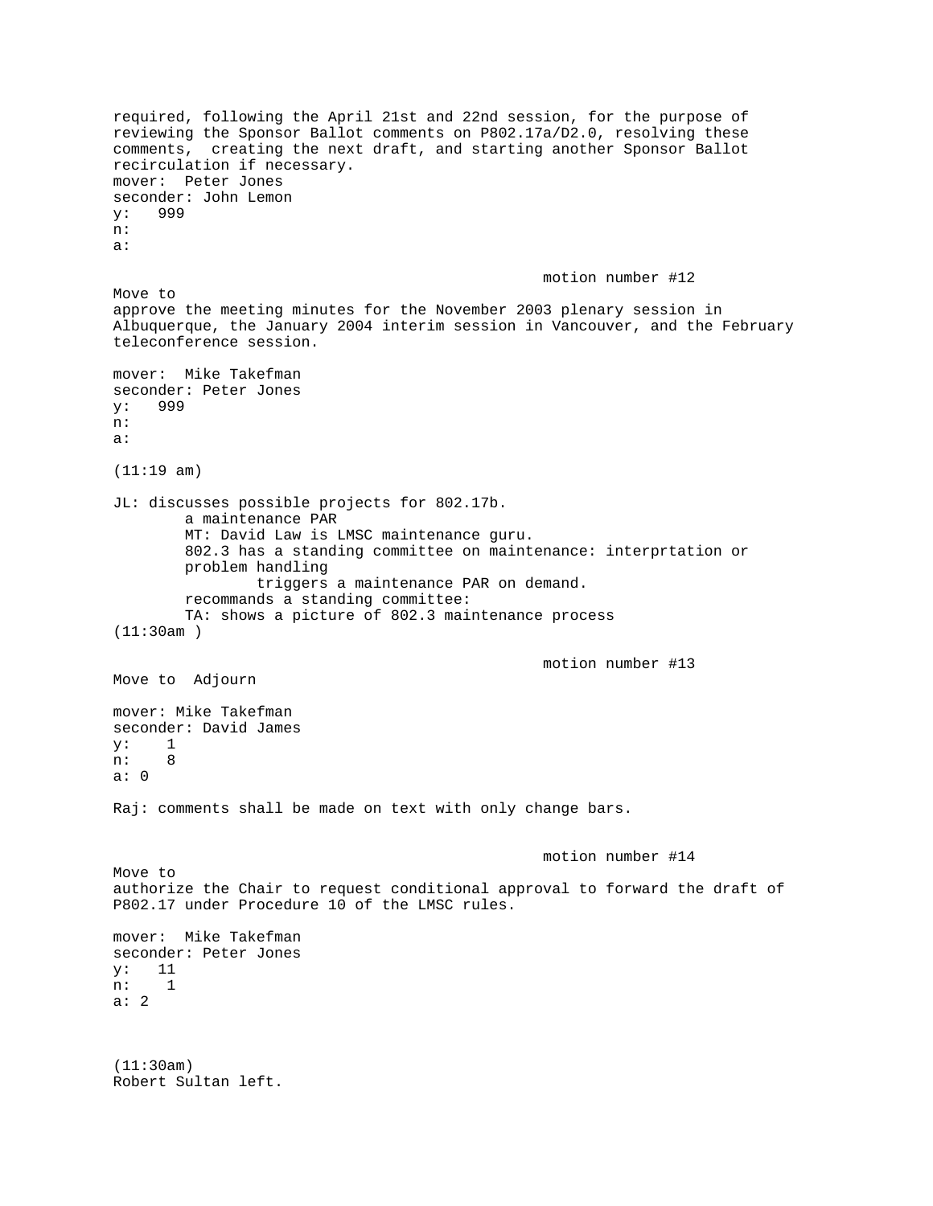required, following the April 21st and 22nd session, for the purpose of reviewing the Sponsor Ballot comments on P802.17a/D2.0, resolving these comments, creating the next draft, and starting another Sponsor Ballot recirculation if necessary.

mover: Peter Jones
seconder: John Lemon
y: 999
n:
a:

motion number #12

Move to
approve the meeting minutes for the November 2003 plenary session in Albuquerque, the January 2004 interim session in Vancouver, and the February teleconference session.

mover: Mike Takefman
seconder: Peter Jones
y: 999
n:
a:

(11:19 am)

JL: discusses possible projects for 802.17b.

- a maintenance PAR
- MT: David Law is LMSC maintenance guru.
- 802.3 has a standing committee on maintenance: interprtation or problem handling
  - triggers a maintenance PAR on demand.
- recommands a standing committee:
- TA: shows a picture of 802.3 maintenance process

(11:30am )

motion number #13

Move to Adjourn

mover: Mike Takefman
seconder: David James
y: 1
n: 8
a: 0

Raj: comments shall be made on text with only change bars.

motion number #14

Move to
authorize the Chair to request conditional approval to forward the draft of P802.17 under Procedure 10 of the LMSC rules.

mover: Mike Takefman
seconder: Peter Jones
y: 11
n: 1
a: 2

(11:30am)
Robert Sultan left.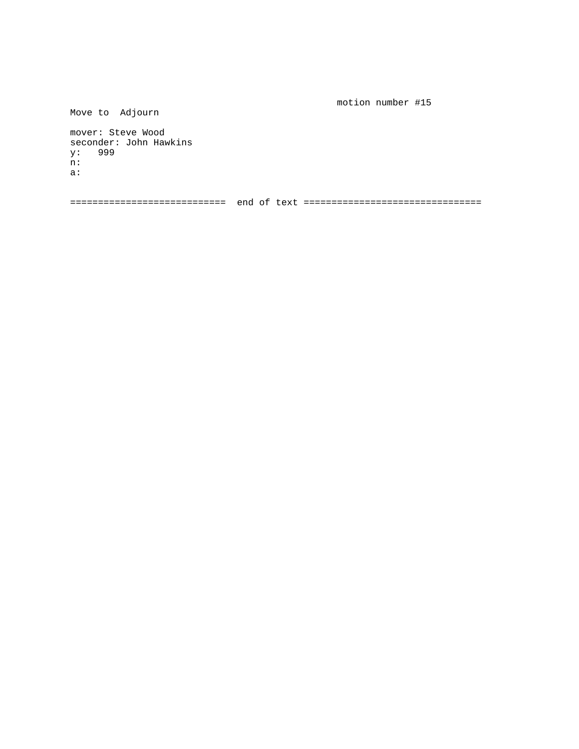motion number #15

Move to  Adjourn

mover: Steve Wood
seconder: John Hawkins
y:   999
n:
a:

============================  end of text ================================